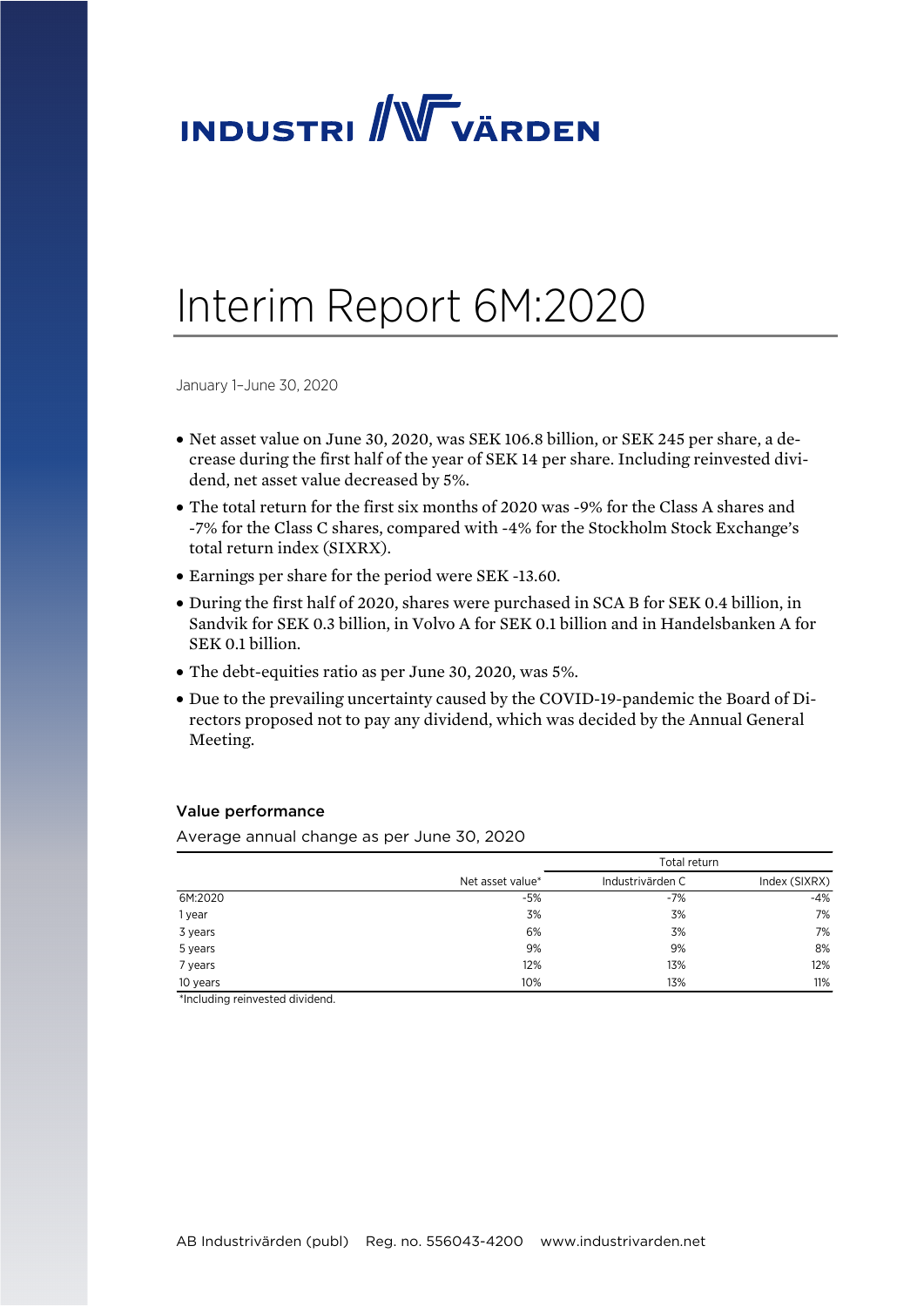# INDUSTRIVÄRDEN

# Interim Report 6M:2020

January 1–June 30, 2020

- Net asset value on June 30, 2020, was SEK 106.8 billion, or SEK 245 per share, a decrease during the first half of the year of SEK 14 per share. Including reinvested dividend, net asset value decreased by 5%.
- The total return for the first six months of 2020 was -9% for the Class A shares and -7% for the Class C shares, compared with -4% for the Stockholm Stock Exchange's total return index (SIXRX).
- Earnings per share for the period were SEK -13.60.
- During the first half of 2020, shares were purchased in SCA B for SEK 0.4 billion, in Sandvik for SEK 0.3 billion, in Volvo A for SEK 0.1 billion and in Handelsbanken A for SEK 0.1 billion.
- The debt-equities ratio as per June 30, 2020, was 5%.
- Due to the prevailing uncertainty caused by the COVID-19-pandemic the Board of Directors proposed not to pay any dividend, which was decided by the Annual General Meeting.

### Value performance

Average annual change as per June 30, 2020

| | | Total return | |
|---|---|---|---|
| | Net asset value* | Industrivärden C | Index (SIXRX) |
| 6M:2020 | -5% | -7% | -4% |
| 1 year | 3% | 3% | 7% |
| 3 years | 6% | 3% | 7% |
| 5 years | 9% | 9% | 8% |
| 7 years | 12% | 13% | 12% |
| 10 years | 10% | 13% | 11% |

*Including reinvested dividend.

AB Industrivärden (publ) Reg. no. 556043-4200 www.industrivarden.net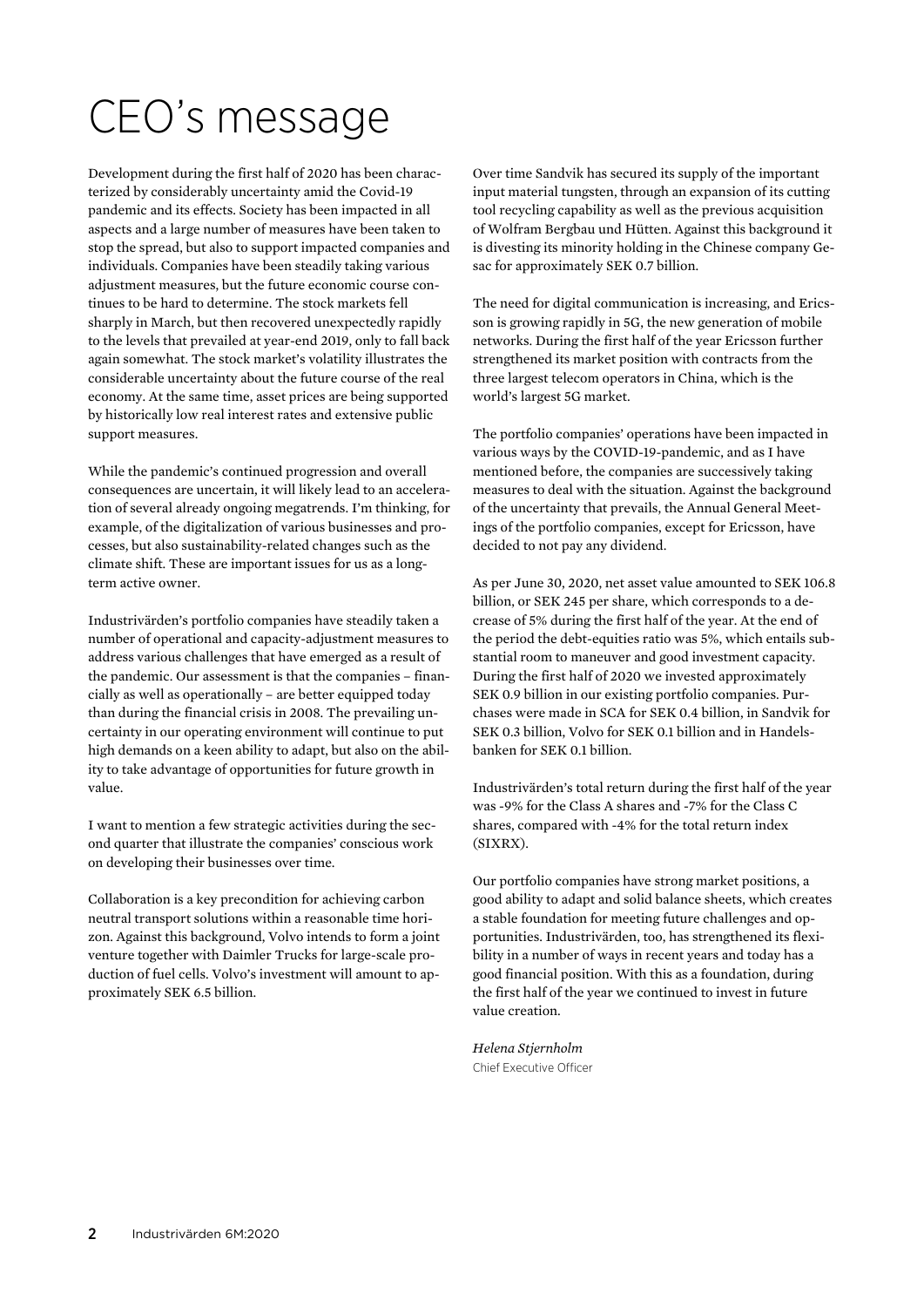# CEO's message

Development during the first half of 2020 has been characterized by considerably uncertainty amid the Covid-19 pandemic and its effects. Society has been impacted in all aspects and a large number of measures have been taken to stop the spread, but also to support impacted companies and individuals. Companies have been steadily taking various adjustment measures, but the future economic course continues to be hard to determine. The stock markets fell sharply in March, but then recovered unexpectedly rapidly to the levels that prevailed at year-end 2019, only to fall back again somewhat. The stock market's volatility illustrates the considerable uncertainty about the future course of the real economy. At the same time, asset prices are being supported by historically low real interest rates and extensive public support measures.

While the pandemic's continued progression and overall consequences are uncertain, it will likely lead to an acceleration of several already ongoing megatrends. I'm thinking, for example, of the digitalization of various businesses and processes, but also sustainability-related changes such as the climate shift. These are important issues for us as a long-term active owner.

Industrivärden's portfolio companies have steadily taken a number of operational and capacity-adjustment measures to address various challenges that have emerged as a result of the pandemic. Our assessment is that the companies – financially as well as operationally – are better equipped today than during the financial crisis in 2008. The prevailing uncertainty in our operating environment will continue to put high demands on a keen ability to adapt, but also on the ability to take advantage of opportunities for future growth in value.

I want to mention a few strategic activities during the second quarter that illustrate the companies' conscious work on developing their businesses over time.

Collaboration is a key precondition for achieving carbon neutral transport solutions within a reasonable time horizon. Against this background, Volvo intends to form a joint venture together with Daimler Trucks for large-scale production of fuel cells. Volvo's investment will amount to approximately SEK 6.5 billion.

Over time Sandvik has secured its supply of the important input material tungsten, through an expansion of its cutting tool recycling capability as well as the previous acquisition of Wolfram Bergbau und Hütten. Against this background it is divesting its minority holding in the Chinese company Gesac for approximately SEK 0.7 billion.

The need for digital communication is increasing, and Ericsson is growing rapidly in 5G, the new generation of mobile networks. During the first half of the year Ericsson further strengthened its market position with contracts from the three largest telecom operators in China, which is the world's largest 5G market.

The portfolio companies' operations have been impacted in various ways by the COVID-19-pandemic, and as I have mentioned before, the companies are successively taking measures to deal with the situation. Against the background of the uncertainty that prevails, the Annual General Meetings of the portfolio companies, except for Ericsson, have decided to not pay any dividend.

As per June 30, 2020, net asset value amounted to SEK 106.8 billion, or SEK 245 per share, which corresponds to a decrease of 5% during the first half of the year. At the end of the period the debt-equities ratio was 5%, which entails substantial room to maneuver and good investment capacity. During the first half of 2020 we invested approximately SEK 0.9 billion in our existing portfolio companies. Purchases were made in SCA for SEK 0.4 billion, in Sandvik for SEK 0.3 billion, Volvo for SEK 0.1 billion and in Handelsbanken for SEK 0.1 billion.

Industrivärden's total return during the first half of the year was -9% for the Class A shares and -7% for the Class C shares, compared with -4% for the total return index (SIXRX).

Our portfolio companies have strong market positions, a good ability to adapt and solid balance sheets, which creates a stable foundation for meeting future challenges and opportunities. Industrivärden, too, has strengthened its flexibility in a number of ways in recent years and today has a good financial position. With this as a foundation, during the first half of the year we continued to invest in future value creation.

*Helena Stjernholm*
Chief Executive Officer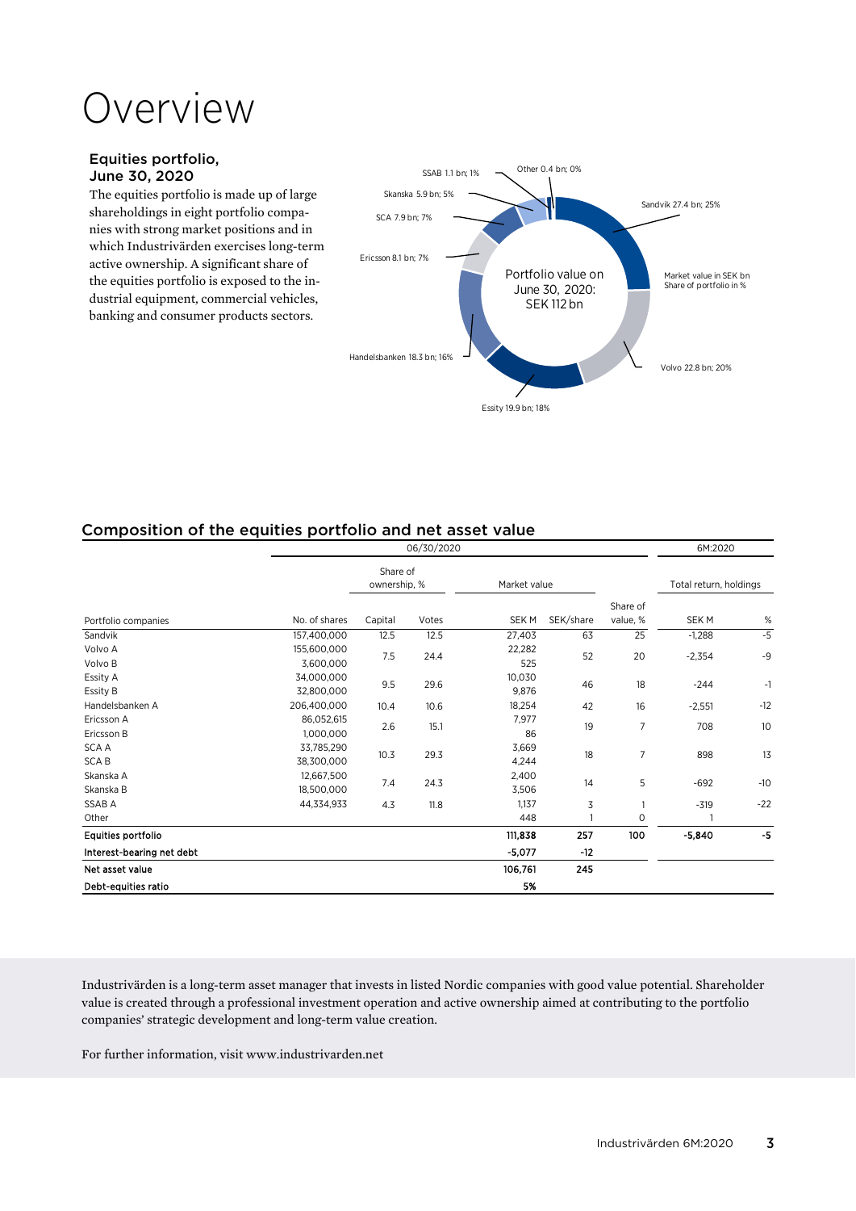# Overview

### Equities portfolio, June 30, 2020

The equities portfolio is made up of large shareholdings in eight portfolio companies with strong market positions and in which Industrivärden exercises long-term active ownership. A significant share of the equities portfolio is exposed to the industrial equipment, commercial vehicles, banking and consumer products sectors.

Portfolio value on June 30, 2020: SEK 112 bn

Market value in SEK bn
Share of portfolio in %

- Sandvik 27.4 bn; 25%
- Volvo 22.8 bn; 20%
- Essity 19.9 bn; 18%
- Handelsbanken 18.3 bn; 16%
- Ericsson 8.1 bn; 7%
- SCA 7.9 bn; 7%
- Skanska 5.9 bn; 5%
- SSAB 1.1 bn; 1%
- Other 0.4 bn; 0%

## Composition of the equities portfolio and net asset value

| | 06/30/2020 | | | | | | 6M:2020 | |
|---|---|---|---|---|---|---|---|---|
| | | Share of ownership, % | | Market value | | | Total return, holdings | |
| Portfolio companies | No. of shares | Capital | Votes | SEK M | SEK/share | Share of value, % | SEK M | % |
| Sandvik | 157,400,000 | 12.5 | 12.5 | 27,403 | 63 | 25 | -1,288 | -5 |
| Volvo A | 155,600,000 | 7.5 | 24.4 | 22,282 | 52 | 20 | -2,354 | -9 |
| Volvo B | 3,600,000 | | | 525 | | | | |
| Essity A | 34,000,000 | 9.5 | 29.6 | 10,030 | 46 | 18 | -244 | -1 |
| Essity B | 32,800,000 | | | 9,876 | | | | |
| Handelsbanken A | 206,400,000 | 10.4 | 10.6 | 18,254 | 42 | 16 | -2,551 | -12 |
| Ericsson A | 86,052,615 | 2.6 | 15.1 | 7,977 | 19 | 7 | 708 | 10 |
| Ericsson B | 1,000,000 | | | 86 | | | | |
| SCA A | 33,785,290 | 10.3 | 29.3 | 3,669 | 18 | 7 | 898 | 13 |
| SCA B | 38,300,000 | | | 4,244 | | | | |
| Skanska A | 12,667,500 | 7.4 | 24.3 | 2,400 | 14 | 5 | -692 | -10 |
| Skanska B | 18,500,000 | | | 3,506 | | | | |
| SSAB A | 44,334,933 | 4.3 | 11.8 | 1,137 | 3 | 1 | -319 | -22 |
| Other | | | | 448 | 1 | 0 | 1 | |
| **Equities portfolio** | | | | **111,838** | **257** | **100** | **-5,840** | **-5** |
| **Interest-bearing net debt** | | | | **-5,077** | **-12** | | | |
| **Net asset value** | | | | **106,761** | **245** | | | |
| **Debt-equities ratio** | | | | **5%** | | | | |

Industrivärden is a long-term asset manager that invests in listed Nordic companies with good value potential. Shareholder value is created through a professional investment operation and active ownership aimed at contributing to the portfolio companies' strategic development and long-term value creation.

For further information, visit www.industrivarden.net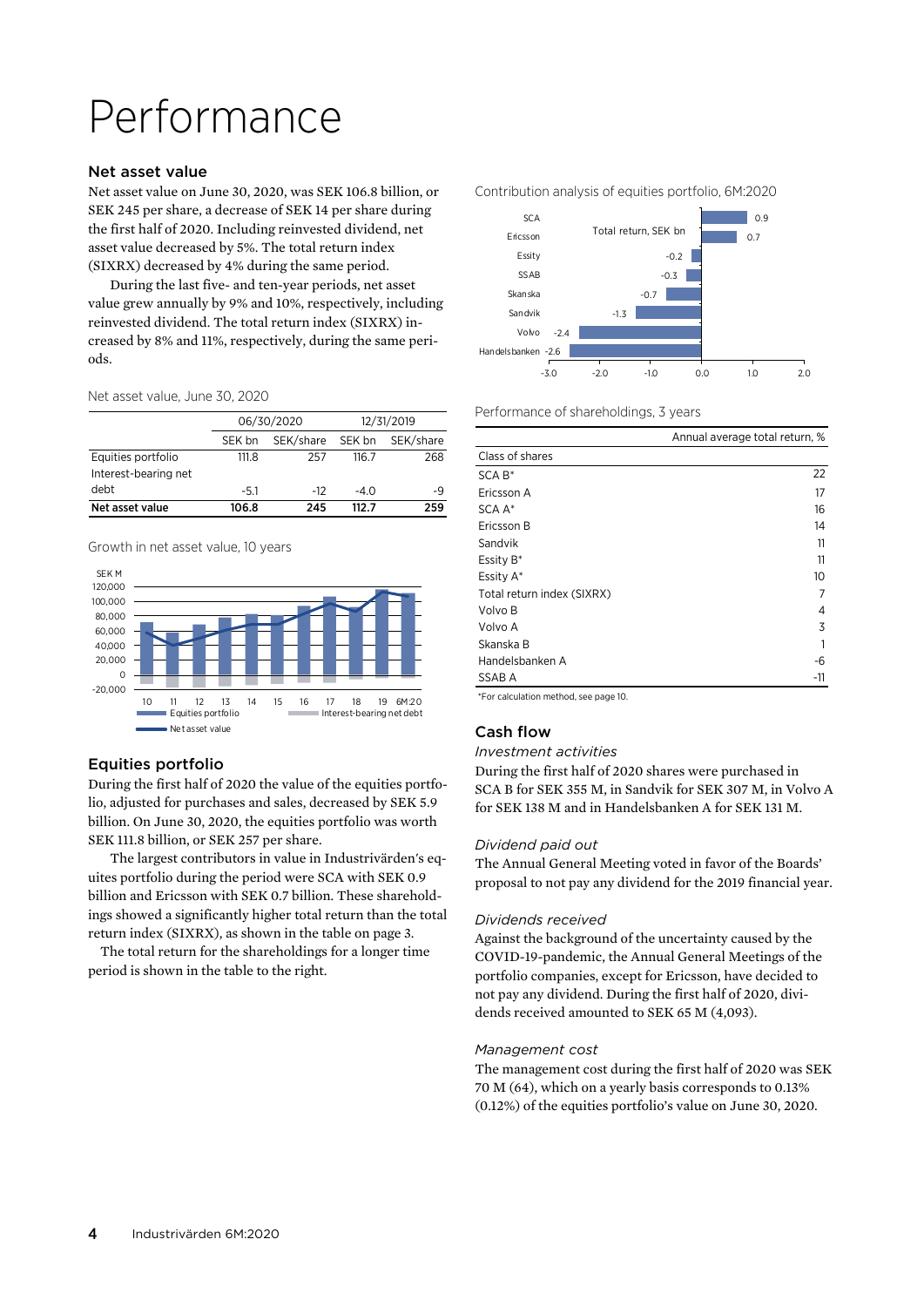# Performance

## Net asset value

Net asset value on June 30, 2020, was SEK 106.8 billion, or SEK 245 per share, a decrease of SEK 14 per share during the first half of 2020. Including reinvested dividend, net asset value decreased by 5%. The total return index (SIXRX) decreased by 4% during the same period.

During the last five- and ten-year periods, net asset value grew annually by 9% and 10%, respectively, including reinvested dividend. The total return index (SIXRX) increased by 8% and 11%, respectively, during the same periods.

Net asset value, June 30, 2020

| | 06/30/2020 | | 12/31/2019 | |
|---|---|---|---|---|
| | SEK bn | SEK/share | SEK bn | SEK/share |
| Equities portfolio | 111.8 | 257 | 116.7 | 268 |
| Interest-bearing net debt | -5.1 | -12 | -4.0 | -9 |
| **Net asset value** | **106.8** | **245** | **112.7** | **259** |

Growth in net asset value, 10 years

## Equities portfolio

During the first half of 2020 the value of the equities portfolio, adjusted for purchases and sales, decreased by SEK 5.9 billion. On June 30, 2020, the equities portfolio was worth SEK 111.8 billion, or SEK 257 per share.

The largest contributors in value in Industrivärden's equities portfolio during the period were SCA with SEK 0.9 billion and Ericsson with SEK 0.7 billion. These shareholdings showed a significantly higher total return than the total return index (SIXRX), as shown in the table on page 3.

The total return for the shareholdings for a longer time period is shown in the table to the right.

Contribution analysis of equities portfolio, 6M:2020

Total return, SEK bn

| Company | Total return, SEK bn |
|---|---|
| SCA | 0.9 |
| Ericsson | 0.7 |
| Essity | -0.2 |
| SSAB | -0.3 |
| Skanska | -0.7 |
| Sandvik | -1.3 |
| Volvo | -2.4 |
| Handelsbanken | -2.6 |

Performance of shareholdings, 3 years

| | Annual average total return, % |
|---|---|
| Class of shares | |
| SCA B* | 22 |
| Ericsson A | 17 |
| SCA A* | 16 |
| Ericsson B | 14 |
| Sandvik | 11 |
| Essity B* | 11 |
| Essity A* | 10 |
| Total return index (SIXRX) | 7 |
| Volvo B | 4 |
| Volvo A | 3 |
| Skanska B | 1 |
| Handelsbanken A | -6 |
| SSAB A | -11 |

*For calculation method, see page 10.

## Cash flow

*Investment activities*

During the first half of 2020 shares were purchased in SCA B for SEK 355 M, in Sandvik for SEK 307 M, in Volvo A for SEK 138 M and in Handelsbanken A for SEK 131 M.

*Dividend paid out*

The Annual General Meeting voted in favor of the Boards' proposal to not pay any dividend for the 2019 financial year.

*Dividends received*

Against the background of the uncertainty caused by the COVID-19-pandemic, the Annual General Meetings of the portfolio companies, except for Ericsson, have decided to not pay any dividend. During the first half of 2020, dividends received amounted to SEK 65 M (4,093).

*Management cost*

The management cost during the first half of 2020 was SEK 70 M (64), which on a yearly basis corresponds to 0.13% (0.12%) of the equities portfolio's value on June 30, 2020.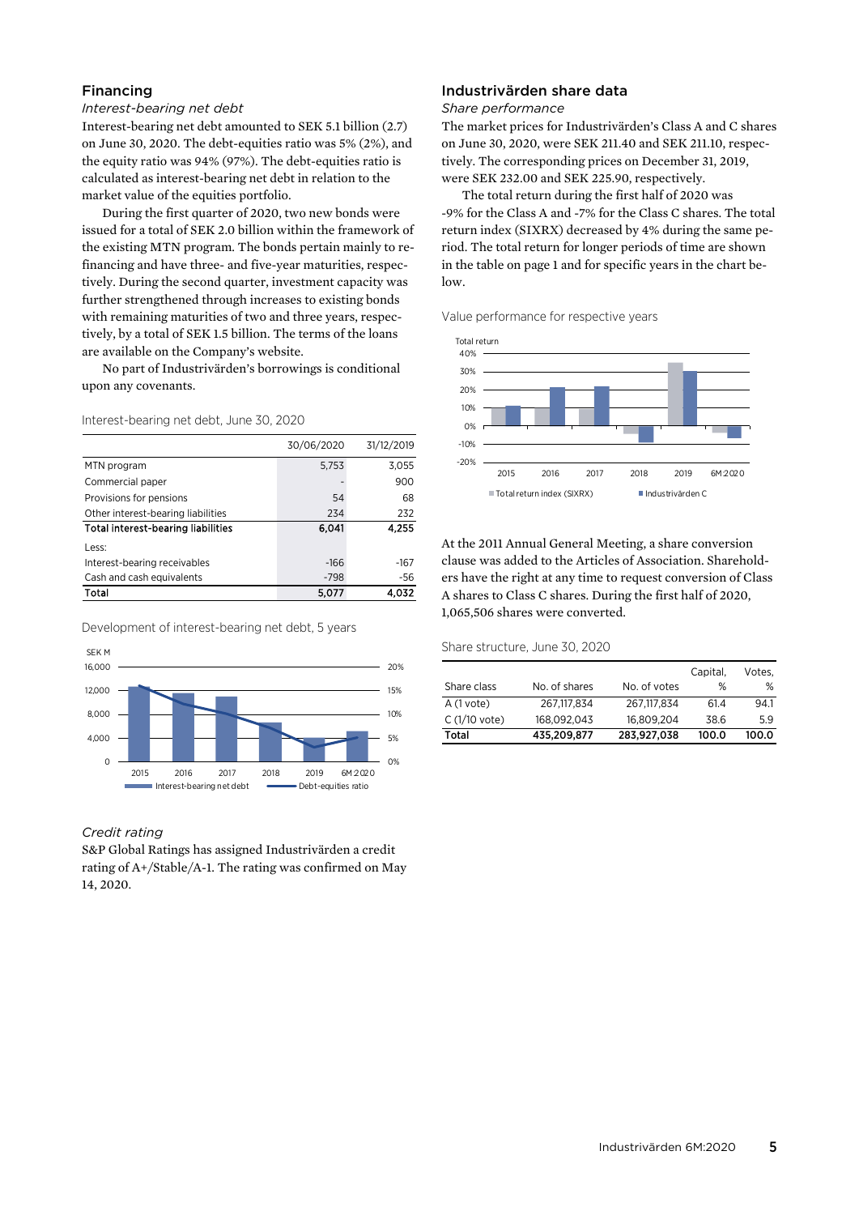## Financing

### *Interest-bearing net debt*

Interest-bearing net debt amounted to SEK 5.1 billion (2.7) on June 30, 2020. The debt-equities ratio was 5% (2%), and the equity ratio was 94% (97%). The debt-equities ratio is calculated as interest-bearing net debt in relation to the market value of the equities portfolio.

During the first quarter of 2020, two new bonds were issued for a total of SEK 2.0 billion within the framework of the existing MTN program. The bonds pertain mainly to refinancing and have three- and five-year maturities, respectively. During the second quarter, investment capacity was further strengthened through increases to existing bonds with remaining maturities of two and three years, respectively, by a total of SEK 1.5 billion. The terms of the loans are available on the Company's website.

No part of Industrivärden's borrowings is conditional upon any covenants.

Interest-bearing net debt, June 30, 2020

| | 30/06/2020 | 31/12/2019 |
|---|---|---|
| MTN program | 5,753 | 3,055 |
| Commercial paper | - | 900 |
| Provisions for pensions | 54 | 68 |
| Other interest-bearing liabilities | 234 | 232 |
| **Total interest-bearing liabilities** | **6,041** | **4,255** |
| Less: | | |
| Interest-bearing receivables | -166 | -167 |
| Cash and cash equivalents | -798 | -56 |
| **Total** | **5,077** | **4,032** |

Development of interest-bearing net debt, 5 years

### *Credit rating*

S&P Global Ratings has assigned Industrivärden a credit rating of A+/Stable/A-1. The rating was confirmed on May 14, 2020.

## Industrivärden share data

### *Share performance*

The market prices for Industrivärden's Class A and C shares on June 30, 2020, were SEK 211.40 and SEK 211.10, respectively. The corresponding prices on December 31, 2019, were SEK 232.00 and SEK 225.90, respectively.

The total return during the first half of 2020 was -9% for the Class A and -7% for the Class C shares. The total return index (SIXRX) decreased by 4% during the same period. The total return for longer periods of time are shown in the table on page 1 and for specific years in the chart below.

Value performance for respective years

At the 2011 Annual General Meeting, a share conversion clause was added to the Articles of Association. Shareholders have the right at any time to request conversion of Class A shares to Class C shares. During the first half of 2020, 1,065,506 shares were converted.

Share structure, June 30, 2020

| Share class | No. of shares | No. of votes | Capital, % | Votes, % |
|---|---|---|---|---|
| A (1 vote) | 267,117,834 | 267,117,834 | 61.4 | 94.1 |
| C (1/10 vote) | 168,092,043 | 16,809,204 | 38.6 | 5.9 |
| **Total** | **435,209,877** | **283,927,038** | **100.0** | **100.0** |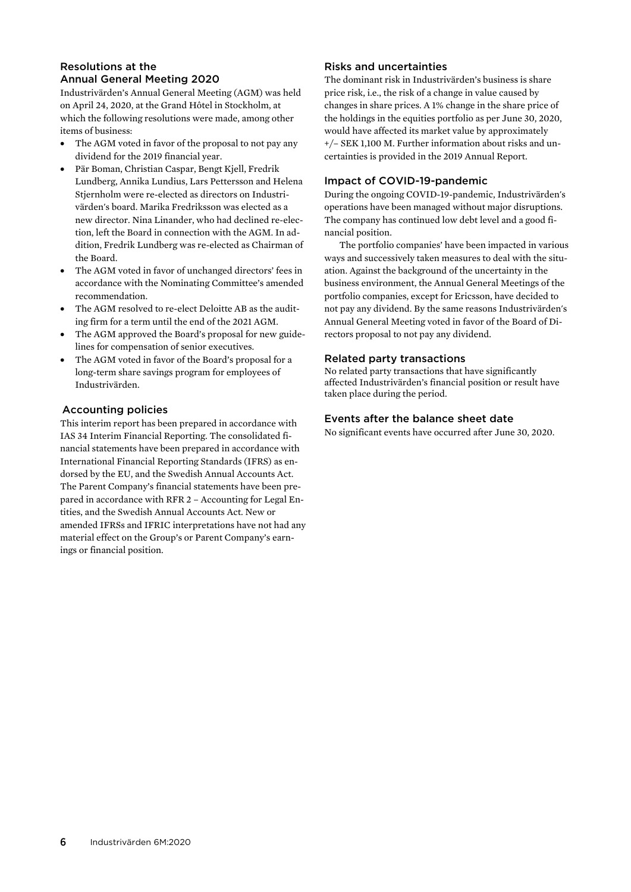## Resolutions at the Annual General Meeting 2020

Industrivärden's Annual General Meeting (AGM) was held on April 24, 2020, at the Grand Hôtel in Stockholm, at which the following resolutions were made, among other items of business:

- The AGM voted in favor of the proposal to not pay any dividend for the 2019 financial year.
- Pär Boman, Christian Caspar, Bengt Kjell, Fredrik Lundberg, Annika Lundius, Lars Pettersson and Helena Stjernholm were re-elected as directors on Industrivärden's board. Marika Fredriksson was elected as a new director. Nina Linander, who had declined re-election, left the Board in connection with the AGM. In addition, Fredrik Lundberg was re-elected as Chairman of the Board.
- The AGM voted in favor of unchanged directors' fees in accordance with the Nominating Committee's amended recommendation.
- The AGM resolved to re-elect Deloitte AB as the auditing firm for a term until the end of the 2021 AGM.
- The AGM approved the Board's proposal for new guidelines for compensation of senior executives.
- The AGM voted in favor of the Board's proposal for a long-term share savings program for employees of Industrivärden.

## Accounting policies

This interim report has been prepared in accordance with IAS 34 Interim Financial Reporting. The consolidated financial statements have been prepared in accordance with International Financial Reporting Standards (IFRS) as endorsed by the EU, and the Swedish Annual Accounts Act. The Parent Company's financial statements have been prepared in accordance with RFR 2 – Accounting for Legal Entities, and the Swedish Annual Accounts Act. New or amended IFRSs and IFRIC interpretations have not had any material effect on the Group's or Parent Company's earnings or financial position.

## Risks and uncertainties

The dominant risk in Industrivärden's business is share price risk, i.e., the risk of a change in value caused by changes in share prices. A 1% change in the share price of the holdings in the equities portfolio as per June 30, 2020, would have affected its market value by approximately +/– SEK 1,100 M. Further information about risks and uncertainties is provided in the 2019 Annual Report.

## Impact of COVID-19-pandemic

During the ongoing COVID-19-pandemic, Industrivärden's operations have been managed without major disruptions. The company has continued low debt level and a good financial position.

The portfolio companies' have been impacted in various ways and successively taken measures to deal with the situation. Against the background of the uncertainty in the business environment, the Annual General Meetings of the portfolio companies, except for Ericsson, have decided to not pay any dividend. By the same reasons Industrivärden's Annual General Meeting voted in favor of the Board of Directors proposal to not pay any dividend.

## Related party transactions

No related party transactions that have significantly affected Industrivärden's financial position or result have taken place during the period.

## Events after the balance sheet date

No significant events have occurred after June 30, 2020.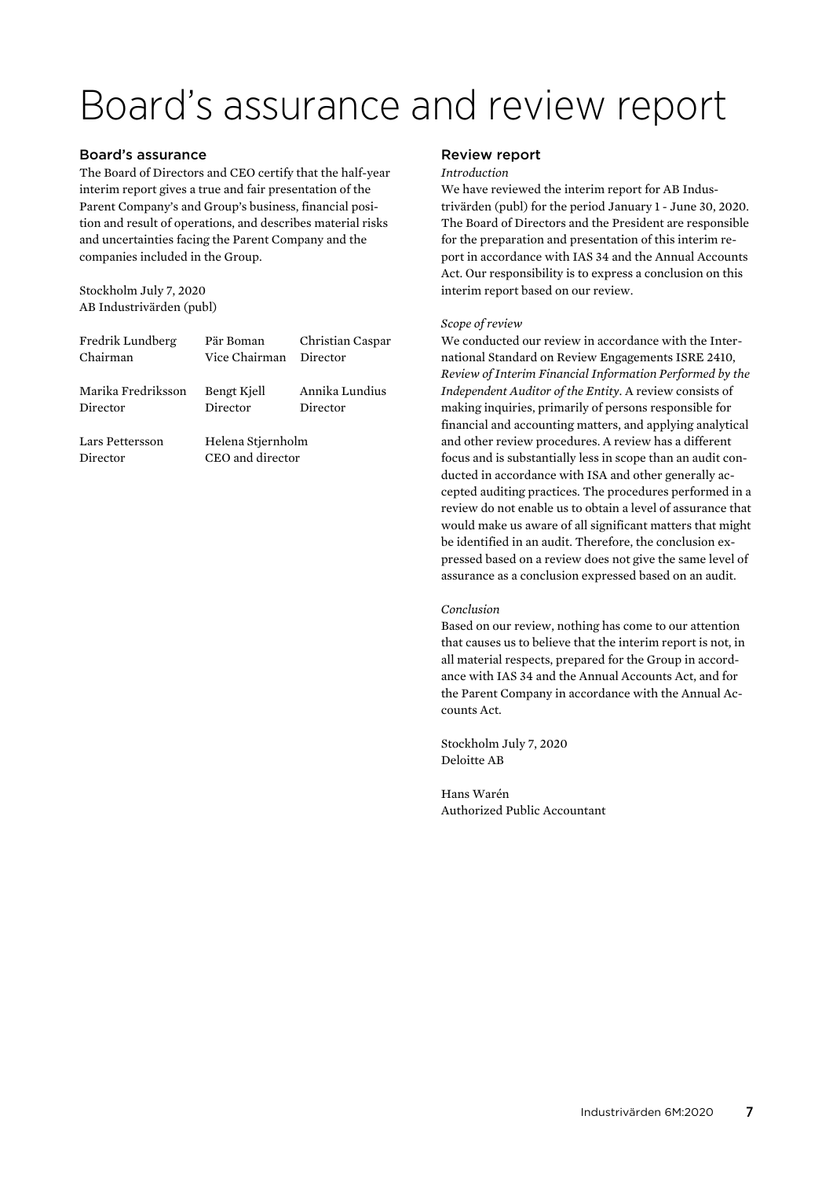# Board's assurance and review report

## Board's assurance

The Board of Directors and CEO certify that the half-year interim report gives a true and fair presentation of the Parent Company's and Group's business, financial position and result of operations, and describes material risks and uncertainties facing the Parent Company and the companies included in the Group.

Stockholm July 7, 2020
AB Industrivärden (publ)

| | | |
|---|---|---|
| Fredrik Lundberg<br>Chairman | Pär Boman<br>Vice Chairman | Christian Caspar<br>Director |
| Marika Fredriksson<br>Director | Bengt Kjell<br>Director | Annika Lundius<br>Director |
| Lars Pettersson<br>Director | Helena Stjernholm<br>CEO and director | |

## Review report

*Introduction*

We have reviewed the interim report for AB Industrivärden (publ) for the period January 1 - June 30, 2020. The Board of Directors and the President are responsible for the preparation and presentation of this interim report in accordance with IAS 34 and the Annual Accounts Act. Our responsibility is to express a conclusion on this interim report based on our review.

*Scope of review*

We conducted our review in accordance with the International Standard on Review Engagements ISRE 2410, *Review of Interim Financial Information Performed by the Independent Auditor of the Entity*. A review consists of making inquiries, primarily of persons responsible for financial and accounting matters, and applying analytical and other review procedures. A review has a different focus and is substantially less in scope than an audit conducted in accordance with ISA and other generally accepted auditing practices. The procedures performed in a review do not enable us to obtain a level of assurance that would make us aware of all significant matters that might be identified in an audit. Therefore, the conclusion expressed based on a review does not give the same level of assurance as a conclusion expressed based on an audit.

*Conclusion*

Based on our review, nothing has come to our attention that causes us to believe that the interim report is not, in all material respects, prepared for the Group in accordance with IAS 34 and the Annual Accounts Act, and for the Parent Company in accordance with the Annual Accounts Act.

Stockholm July 7, 2020
Deloitte AB

Hans Warén
Authorized Public Accountant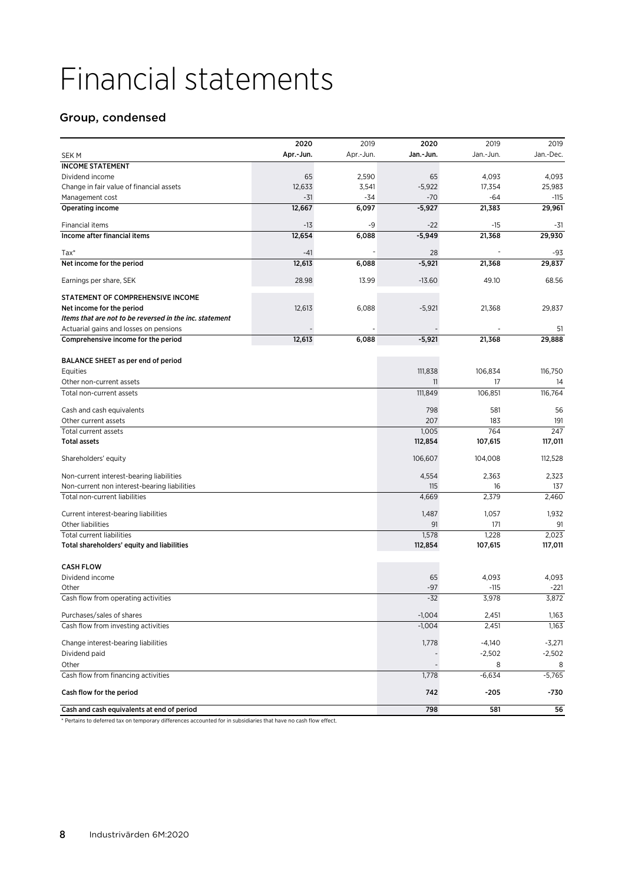# Financial statements

## Group, condensed

| SEK M | 2020 Apr.-Jun. | 2019 Apr.-Jun. | 2020 Jan.-Jun. | 2019 Jan.-Jun. | 2019 Jan.-Dec. |
|---|---|---|---|---|---|
| **INCOME STATEMENT** | | | | | |
| Dividend income | 65 | 2,590 | 65 | 4,093 | 4,093 |
| Change in fair value of financial assets | 12,633 | 3,541 | -5,922 | 17,354 | 25,983 |
| Management cost | -31 | -34 | -70 | -64 | -115 |
| **Operating income** | **12,667** | **6,097** | **-5,927** | **21,383** | **29,961** |
| Financial items | -13 | -9 | -22 | -15 | -31 |
| **Income after financial items** | **12,654** | **6,088** | **-5,949** | **21,368** | **29,930** |
| Tax* | -41 | - | 28 | - | -93 |
| **Net income for the period** | **12,613** | **6,088** | **-5,921** | **21,368** | **29,837** |
| Earnings per share, SEK | 28.98 | 13.99 | -13.60 | 49.10 | 68.56 |
| **STATEMENT OF COMPREHENSIVE INCOME** | | | | | |
| Net income for the period | 12,613 | 6,088 | -5,921 | 21,368 | 29,837 |
| *Items that are not to be reversed in the inc. statement* | | | | | |
| Actuarial gains and losses on pensions | - | - | - | - | 51 |
| **Comprehensive income for the period** | **12,613** | **6,088** | **-5,921** | **21,368** | **29,888** |
| **BALANCE SHEET as per end of period** | | | | | |
| Equities | | | 111,838 | 106,834 | 116,750 |
| Other non-current assets | | | 11 | 17 | 14 |
| Total non-current assets | | | 111,849 | 106,851 | 116,764 |
| Cash and cash equivalents | | | 798 | 581 | 56 |
| Other current assets | | | 207 | 183 | 191 |
| Total current assets | | | 1,005 | 764 | 247 |
| **Total assets** | | | **112,854** | **107,615** | **117,011** |
| Shareholders' equity | | | 106,607 | 104,008 | 112,528 |
| Non-current interest-bearing liabilities | | | 4,554 | 2,363 | 2,323 |
| Non-current non interest-bearing liabilities | | | 115 | 16 | 137 |
| Total non-current liabilities | | | 4,669 | 2,379 | 2,460 |
| Current interest-bearing liabilities | | | 1,487 | 1,057 | 1,932 |
| Other liabilities | | | 91 | 171 | 91 |
| Total current liabilities | | | 1,578 | 1,228 | 2,023 |
| **Total shareholders' equity and liabilities** | | | **112,854** | **107,615** | **117,011** |
| **CASH FLOW** | | | | | |
| Dividend income | | | 65 | 4,093 | 4,093 |
| Other | | | -97 | -115 | -221 |
| Cash flow from operating activities | | | -32 | 3,978 | 3,872 |
| Purchases/sales of shares | | | -1,004 | 2,451 | 1,163 |
| Cash flow from investing activities | | | -1,004 | 2,451 | 1,163 |
| Change interest-bearing liabilities | | | 1,778 | -4,140 | -3,271 |
| Dividend paid | | | - | -2,502 | -2,502 |
| Other | | | - | 8 | 8 |
| Cash flow from financing activities | | | 1,778 | -6,634 | -5,765 |
| **Cash flow for the period** | | | **742** | **-205** | **-730** |
| **Cash and cash equivalents at end of period** | | | **798** | **581** | **56** |

\* Pertains to deferred tax on temporary differences accounted for in subsidiaries that have no cash flow effect.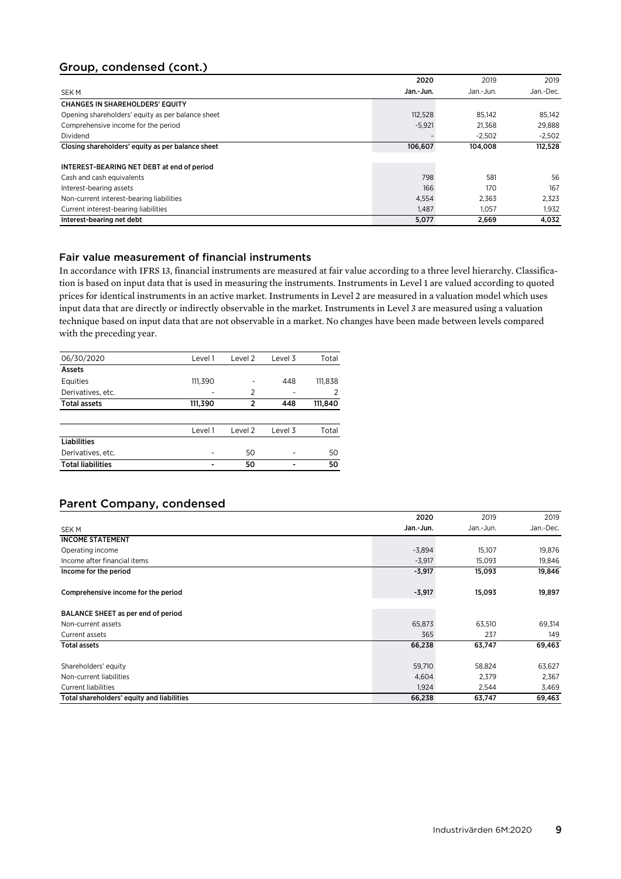## Group, condensed (cont.)

| SEK M | 2020<br>Jan.-Jun. | 2019<br>Jan.-Jun. | 2019<br>Jan.-Dec. |
|---|---|---|---|
| **CHANGES IN SHAREHOLDERS' EQUITY** | | | |
| Opening shareholders' equity as per balance sheet | 112,528 | 85,142 | 85,142 |
| Comprehensive income for the period | -5,921 | 21,368 | 29,888 |
| Dividend | - | -2,502 | -2,502 |
| **Closing shareholders' equity as per balance sheet** | **106,607** | **104,008** | **112,528** |
| | | | |
| **INTEREST-BEARING NET DEBT at end of period** | | | |
| Cash and cash equivalents | 798 | 581 | 56 |
| Interest-bearing assets | 166 | 170 | 167 |
| Non-current interest-bearing liabilities | 4,554 | 2,363 | 2,323 |
| Current interest-bearing liabilities | 1,487 | 1,057 | 1,932 |
| **Interest-bearing net debt** | **5,077** | **2,669** | **4,032** |

### Fair value measurement of financial instruments

In accordance with IFRS 13, financial instruments are measured at fair value according to a three level hierarchy. Classification is based on input data that is used in measuring the instruments. Instruments in Level 1 are valued according to quoted prices for identical instruments in an active market. Instruments in Level 2 are measured in a valuation model which uses input data that are directly or indirectly observable in the market. Instruments in Level 3 are measured using a valuation technique based on input data that are not observable in a market. No changes have been made between levels compared with the preceding year.

| 06/30/2020 | Level 1 | Level 2 | Level 3 | Total |
|---|---|---|---|---|
| **Assets** | | | | |
| Equities | 111,390 | - | 448 | 111,838 |
| Derivatives, etc. | - | 2 | - | 2 |
| **Total assets** | **111,390** | **2** | **448** | **111,840** |

| | Level 1 | Level 2 | Level 3 | Total |
|---|---|---|---|---|
| **Liabilities** | | | | |
| Derivatives, etc. | - | 50 | - | 50 |
| **Total liabilities** | **-** | **50** | **-** | **50** |

## Parent Company, condensed

| SEK M | 2020<br>Jan.-Jun. | 2019<br>Jan.-Jun. | 2019<br>Jan.-Dec. |
|---|---|---|---|
| **INCOME STATEMENT** | | | |
| Operating income | -3,894 | 15,107 | 19,876 |
| Income after financial items | -3,917 | 15,093 | 19,846 |
| **Income for the period** | **-3,917** | **15,093** | **19,846** |
| | | | |
| **Comprehensive income for the period** | **-3,917** | **15,093** | **19,897** |
| | | | |
| **BALANCE SHEET as per end of period** | | | |
| Non-current assets | 65,873 | 63,510 | 69,314 |
| Current assets | 365 | 237 | 149 |
| **Total assets** | **66,238** | **63,747** | **69,463** |
| | | | |
| Shareholders' equity | 59,710 | 58,824 | 63,627 |
| Non-current liabilities | 4,604 | 2,379 | 2,367 |
| Current liabilities | 1,924 | 2,544 | 3,469 |
| **Total shareholders' equity and liabilities** | **66,238** | **63,747** | **69,463** |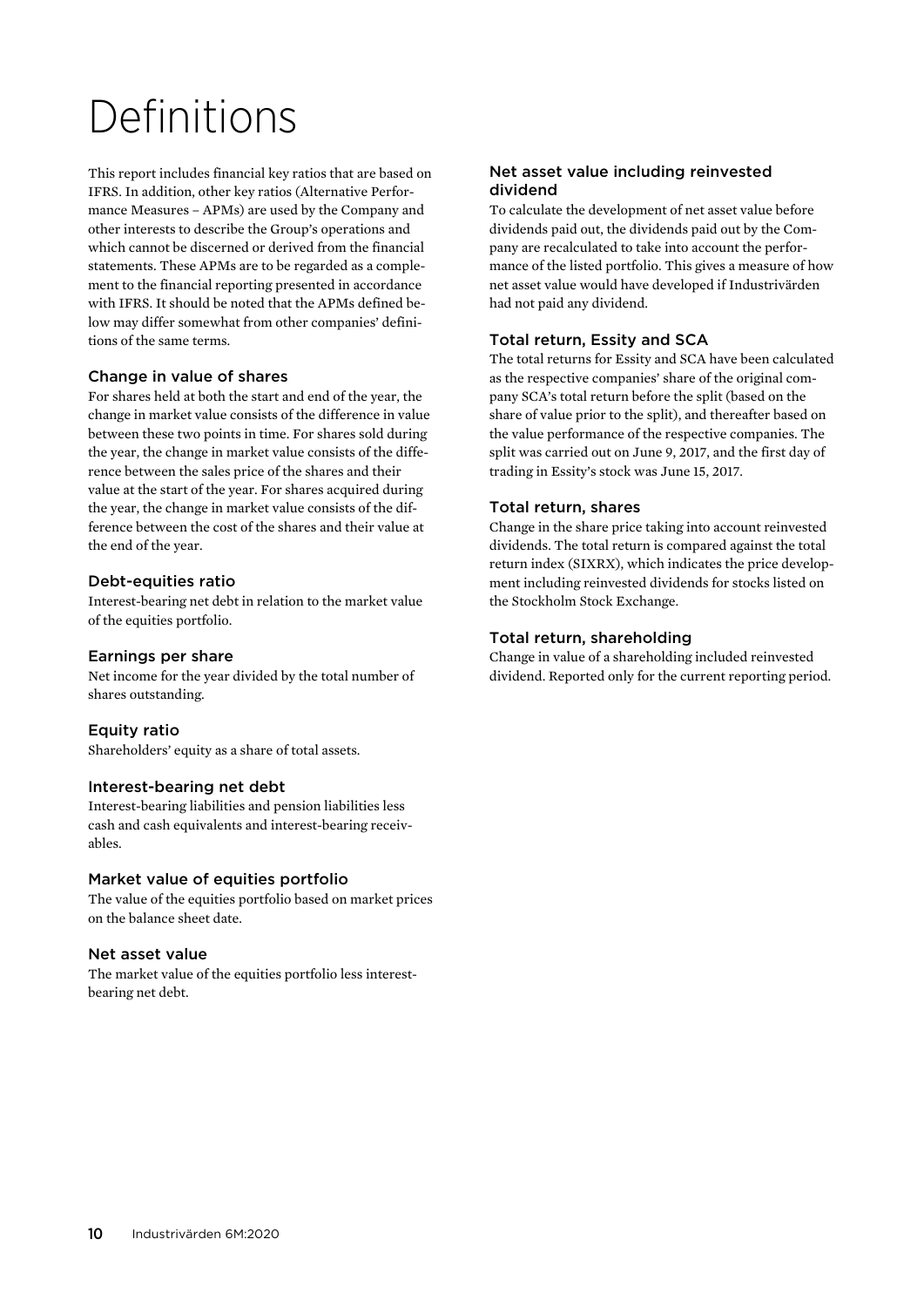# Definitions

This report includes financial key ratios that are based on IFRS. In addition, other key ratios (Alternative Performance Measures – APMs) are used by the Company and other interests to describe the Group's operations and which cannot be discerned or derived from the financial statements. These APMs are to be regarded as a complement to the financial reporting presented in accordance with IFRS. It should be noted that the APMs defined below may differ somewhat from other companies' definitions of the same terms.

### Change in value of shares

For shares held at both the start and end of the year, the change in market value consists of the difference in value between these two points in time. For shares sold during the year, the change in market value consists of the difference between the sales price of the shares and their value at the start of the year. For shares acquired during the year, the change in market value consists of the difference between the cost of the shares and their value at the end of the year.

### Debt-equities ratio

Interest-bearing net debt in relation to the market value of the equities portfolio.

### Earnings per share

Net income for the year divided by the total number of shares outstanding.

### Equity ratio

Shareholders' equity as a share of total assets.

### Interest-bearing net debt

Interest-bearing liabilities and pension liabilities less cash and cash equivalents and interest-bearing receivables.

### Market value of equities portfolio

The value of the equities portfolio based on market prices on the balance sheet date.

### Net asset value

The market value of the equities portfolio less interest-bearing net debt.

### Net asset value including reinvested dividend

To calculate the development of net asset value before dividends paid out, the dividends paid out by the Company are recalculated to take into account the performance of the listed portfolio. This gives a measure of how net asset value would have developed if Industrivärden had not paid any dividend.

### Total return, Essity and SCA

The total returns for Essity and SCA have been calculated as the respective companies' share of the original company SCA's total return before the split (based on the share of value prior to the split), and thereafter based on the value performance of the respective companies. The split was carried out on June 9, 2017, and the first day of trading in Essity's stock was June 15, 2017.

### Total return, shares

Change in the share price taking into account reinvested dividends. The total return is compared against the total return index (SIXRX), which indicates the price development including reinvested dividends for stocks listed on the Stockholm Stock Exchange.

### Total return, shareholding

Change in value of a shareholding included reinvested dividend. Reported only for the current reporting period.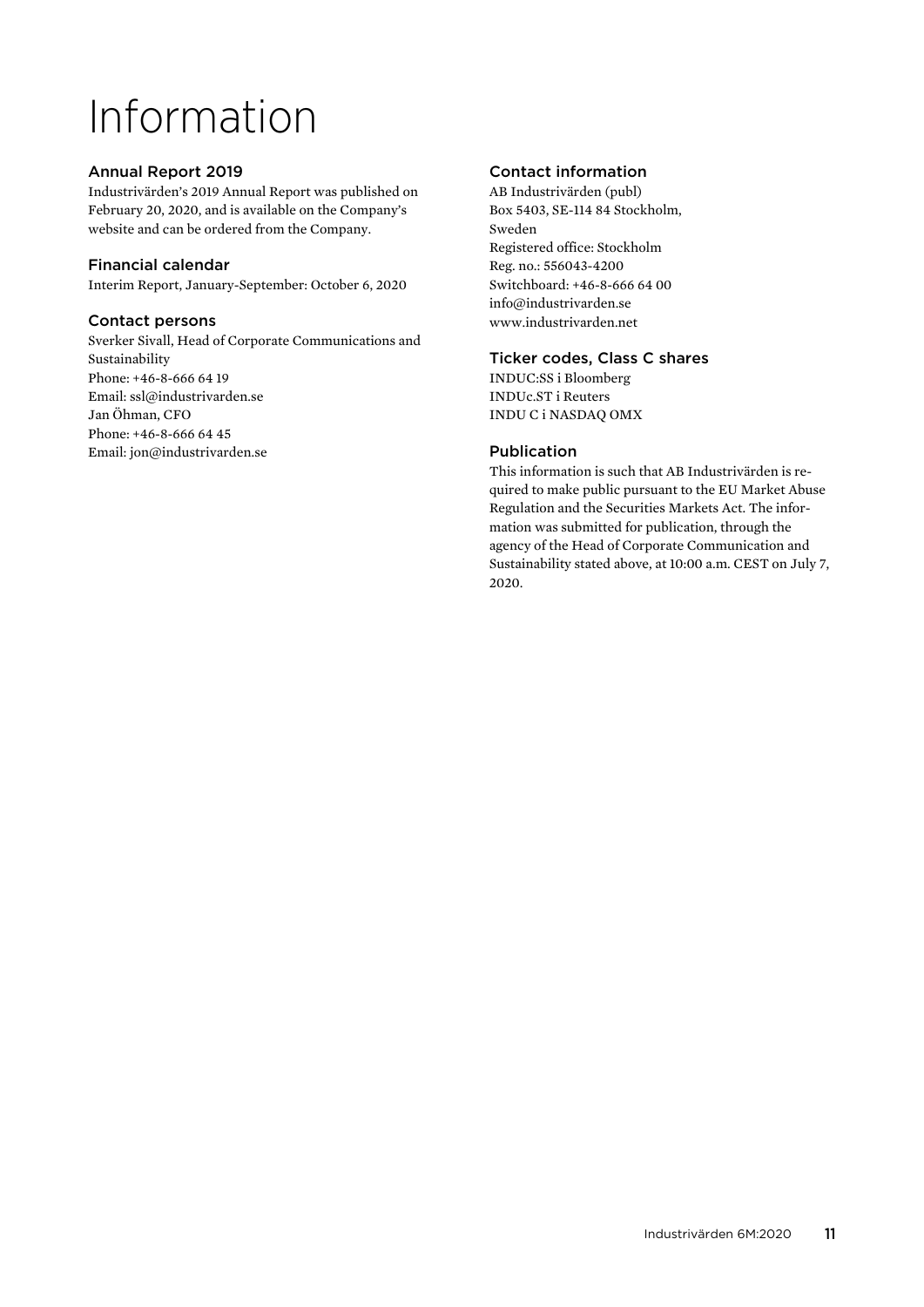# Information

## Annual Report 2019

Industrivärden's 2019 Annual Report was published on February 20, 2020, and is available on the Company's website and can be ordered from the Company.

## Financial calendar

Interim Report, January-September: October 6, 2020

## Contact persons

Sverker Sivall, Head of Corporate Communications and Sustainability
Phone: +46-8-666 64 19
Email: ssl@industrivarden.se
Jan Öhman, CFO
Phone: +46-8-666 64 45
Email: jon@industrivarden.se

## Contact information

AB Industrivärden (publ)
Box 5403, SE-114 84 Stockholm,
Sweden
Registered office: Stockholm
Reg. no.: 556043-4200
Switchboard: +46-8-666 64 00
info@industrivarden.se
www.industrivarden.net

## Ticker codes, Class C shares

INDUC:SS i Bloomberg
INDUc.ST i Reuters
INDU C i NASDAQ OMX

## Publication

This information is such that AB Industrivärden is required to make public pursuant to the EU Market Abuse Regulation and the Securities Markets Act. The information was submitted for publication, through the agency of the Head of Corporate Communication and Sustainability stated above, at 10:00 a.m. CEST on July 7, 2020.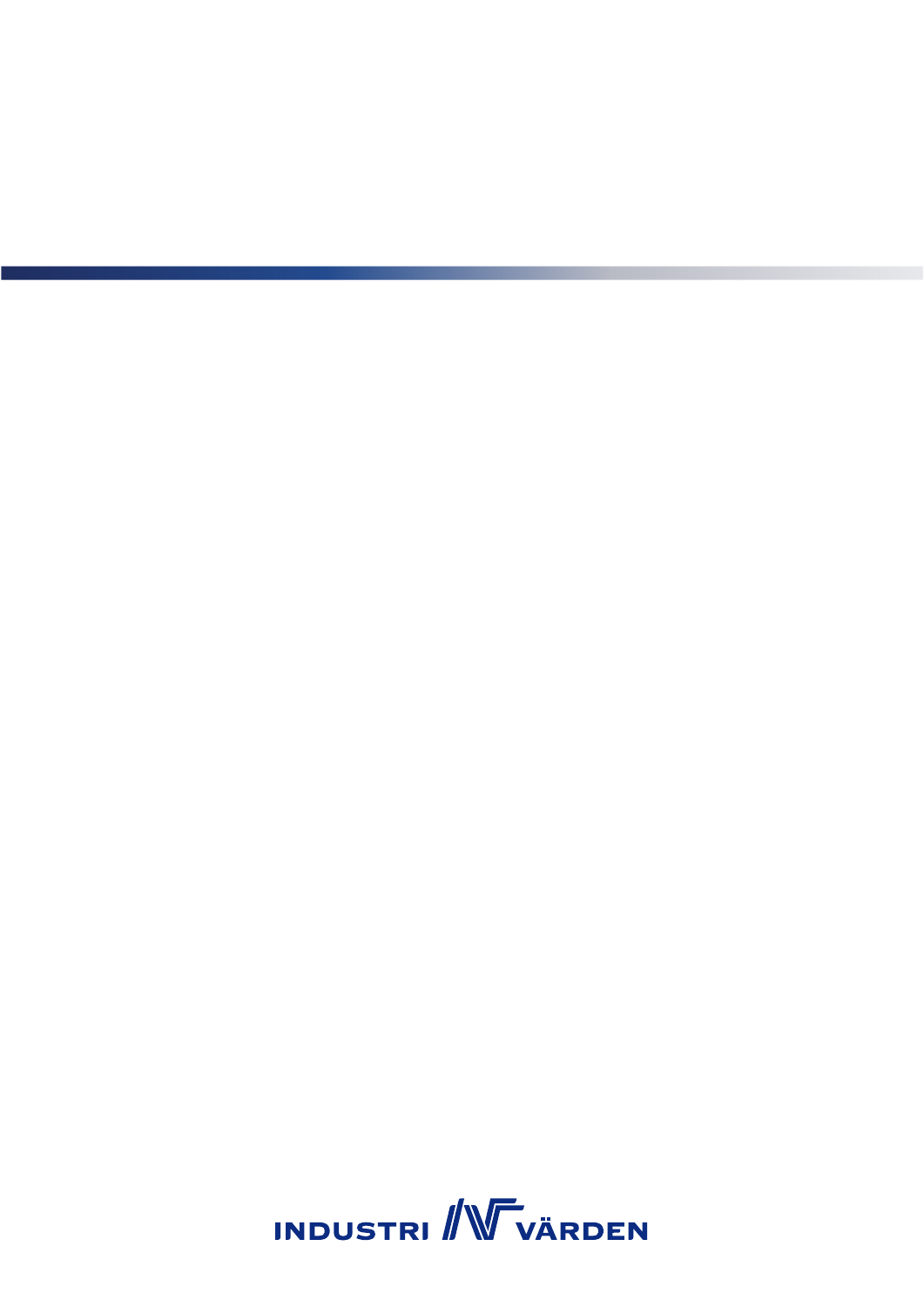INDUSTRI VÄRDEN